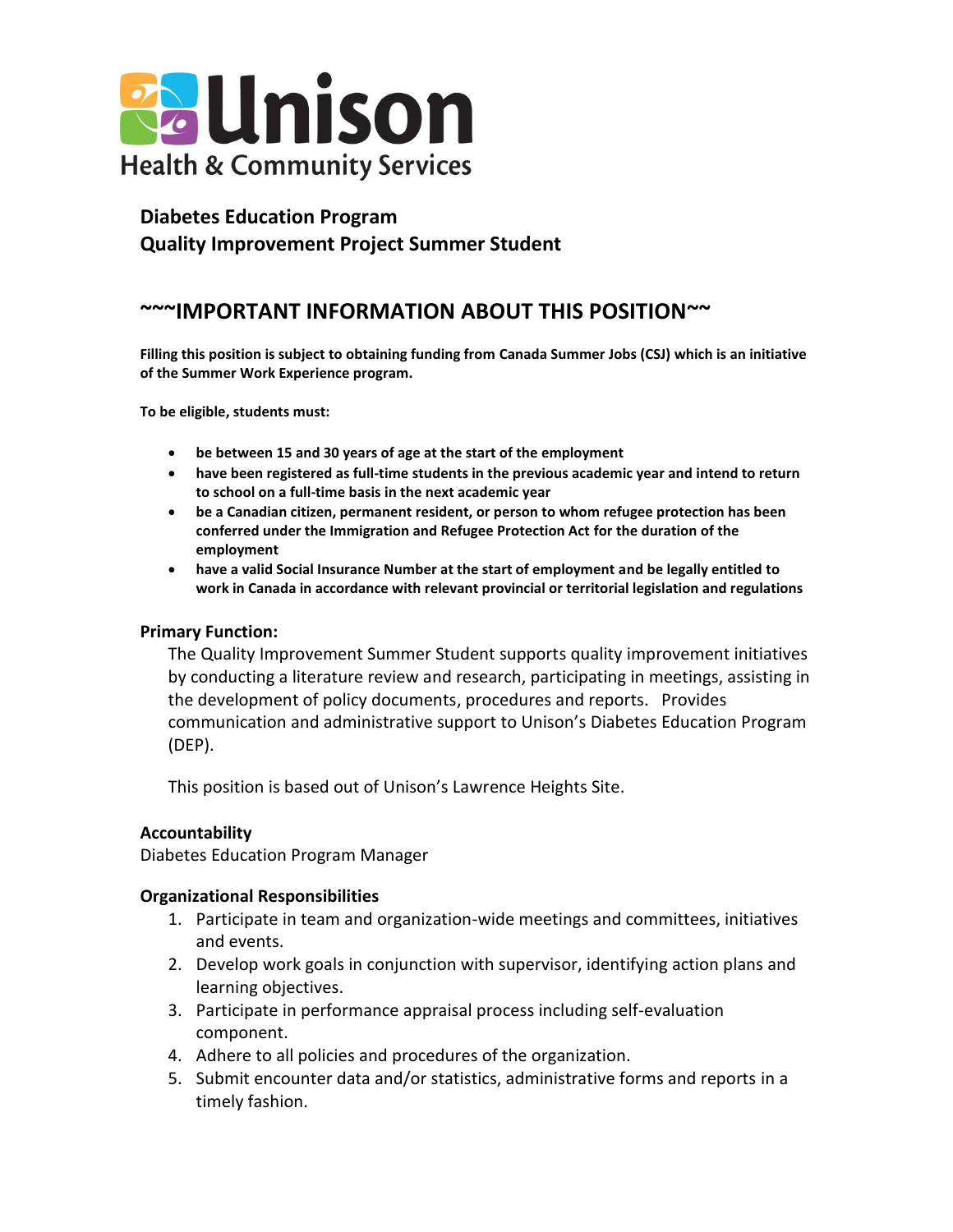Unison
Health & Community Services

## Diabetes Education Program
## Quality Improvement Project Summer Student

## ~~~IMPORTANT INFORMATION ABOUT THIS POSITION~~

**Filling this position is subject to obtaining funding from Canada Summer Jobs (CSJ) which is an initiative of the Summer Work Experience program.**

**To be eligible, students must:**

- **be between 15 and 30 years of age at the start of the employment**
- **have been registered as full-time students in the previous academic year and intend to return to school on a full-time basis in the next academic year**
- **be a Canadian citizen, permanent resident, or person to whom refugee protection has been conferred under the Immigration and Refugee Protection Act for the duration of the employment**
- **have a valid Social Insurance Number at the start of employment and be legally entitled to work in Canada in accordance with relevant provincial or territorial legislation and regulations**

### Primary Function:

The Quality Improvement Summer Student supports quality improvement initiatives by conducting a literature review and research, participating in meetings, assisting in the development of policy documents, procedures and reports. Provides communication and administrative support to Unison's Diabetes Education Program (DEP).

This position is based out of Unison's Lawrence Heights Site.

### Accountability

Diabetes Education Program Manager

### Organizational Responsibilities

1. Participate in team and organization-wide meetings and committees, initiatives and events.
2. Develop work goals in conjunction with supervisor, identifying action plans and learning objectives.
3. Participate in performance appraisal process including self-evaluation component.
4. Adhere to all policies and procedures of the organization.
5. Submit encounter data and/or statistics, administrative forms and reports in a timely fashion.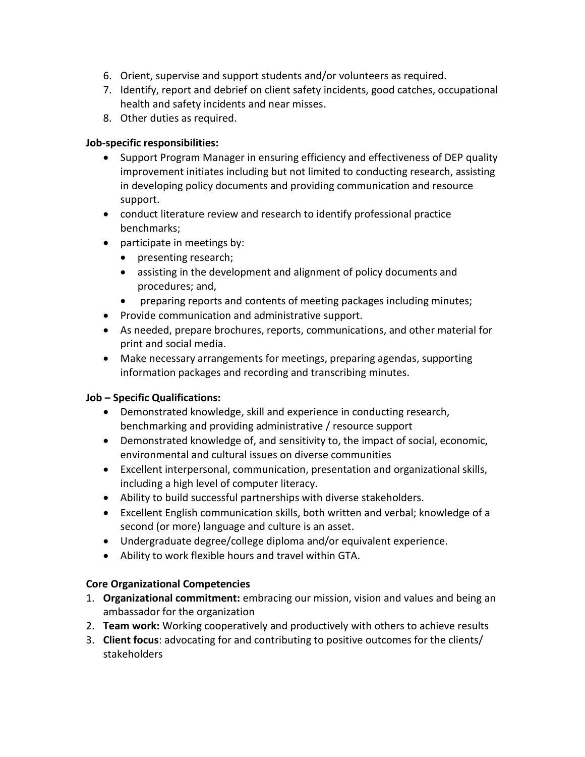6. Orient, supervise and support students and/or volunteers as required.
7. Identify, report and debrief on client safety incidents, good catches, occupational health and safety incidents and near misses.
8. Other duties as required.

**Job-specific responsibilities:**

- Support Program Manager in ensuring efficiency and effectiveness of DEP quality improvement initiates including but not limited to conducting research, assisting in developing policy documents and providing communication and resource support.
- conduct literature review and research to identify professional practice benchmarks;
- participate in meetings by:
  - presenting research;
  - assisting in the development and alignment of policy documents and procedures; and,
  - preparing reports and contents of meeting packages including minutes;
- Provide communication and administrative support.
- As needed, prepare brochures, reports, communications, and other material for print and social media.
- Make necessary arrangements for meetings, preparing agendas, supporting information packages and recording and transcribing minutes.

**Job – Specific Qualifications:**

- Demonstrated knowledge, skill and experience in conducting research, benchmarking and providing administrative / resource support
- Demonstrated knowledge of, and sensitivity to, the impact of social, economic, environmental and cultural issues on diverse communities
- Excellent interpersonal, communication, presentation and organizational skills, including a high level of computer literacy.
- Ability to build successful partnerships with diverse stakeholders.
- Excellent English communication skills, both written and verbal; knowledge of a second (or more) language and culture is an asset.
- Undergraduate degree/college diploma and/or equivalent experience.
- Ability to work flexible hours and travel within GTA.

**Core Organizational Competencies**

1. **Organizational commitment:** embracing our mission, vision and values and being an ambassador for the organization
2. **Team work:** Working cooperatively and productively with others to achieve results
3. **Client focus**: advocating for and contributing to positive outcomes for the clients/ stakeholders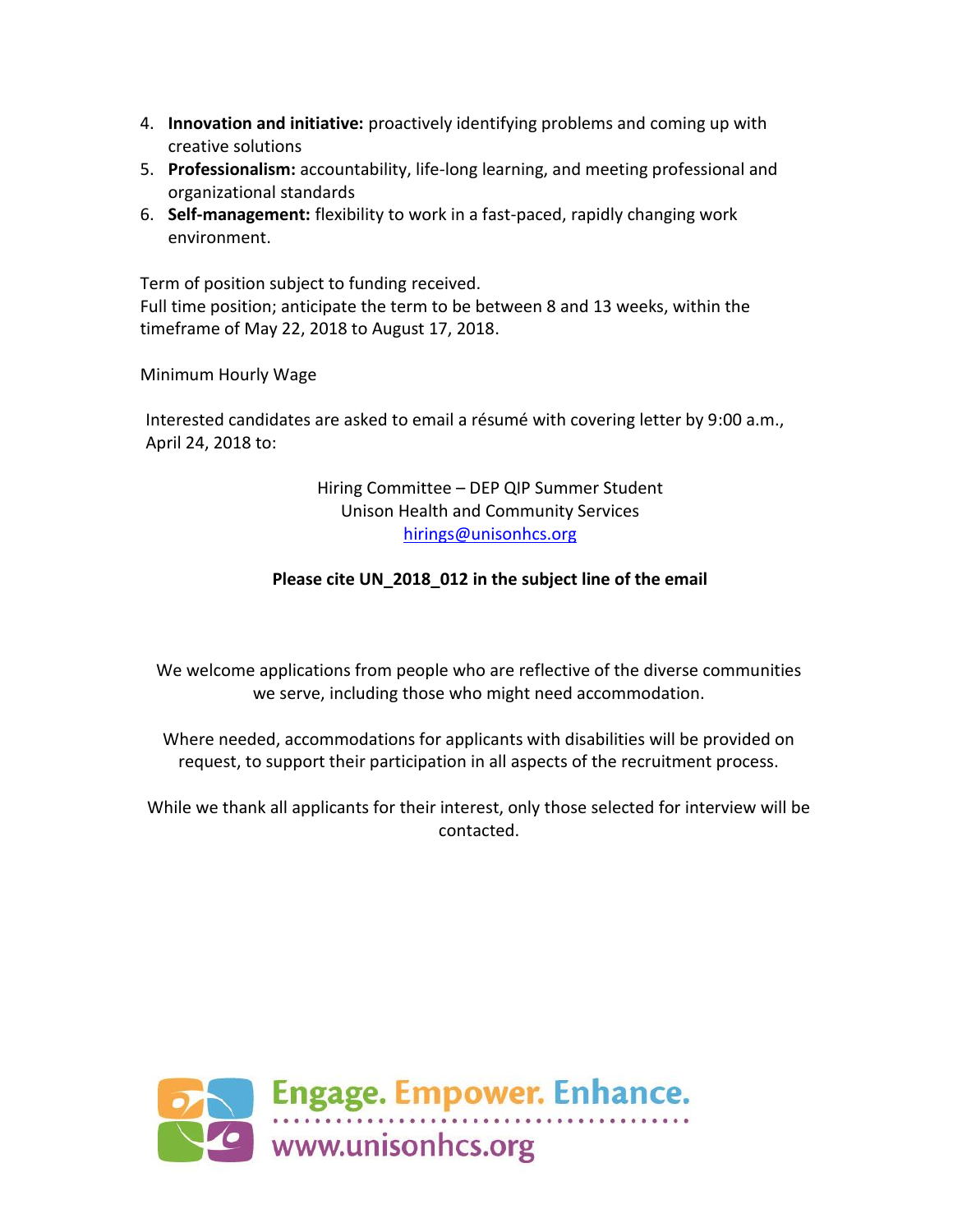4. **Innovation and initiative:** proactively identifying problems and coming up with creative solutions
5. **Professionalism:** accountability, life-long learning, and meeting professional and organizational standards
6. **Self-management:** flexibility to work in a fast-paced, rapidly changing work environment.

Term of position subject to funding received.
Full time position; anticipate the term to be between 8 and 13 weeks, within the timeframe of May 22, 2018 to August 17, 2018.

Minimum Hourly Wage

Interested candidates are asked to email a résumé with covering letter by 9:00 a.m., April 24, 2018 to:

Hiring Committee – DEP QIP Summer Student
Unison Health and Community Services
hirings@unisonhcs.org

**Please cite UN_2018_012 in the subject line of the email**

We welcome applications from people who are reflective of the diverse communities we serve, including those who might need accommodation.

Where needed, accommodations for applicants with disabilities will be provided on request, to support their participation in all aspects of the recruitment process.

While we thank all applicants for their interest, only those selected for interview will be contacted.

Engage. Empower. Enhance.
www.unisonhcs.org